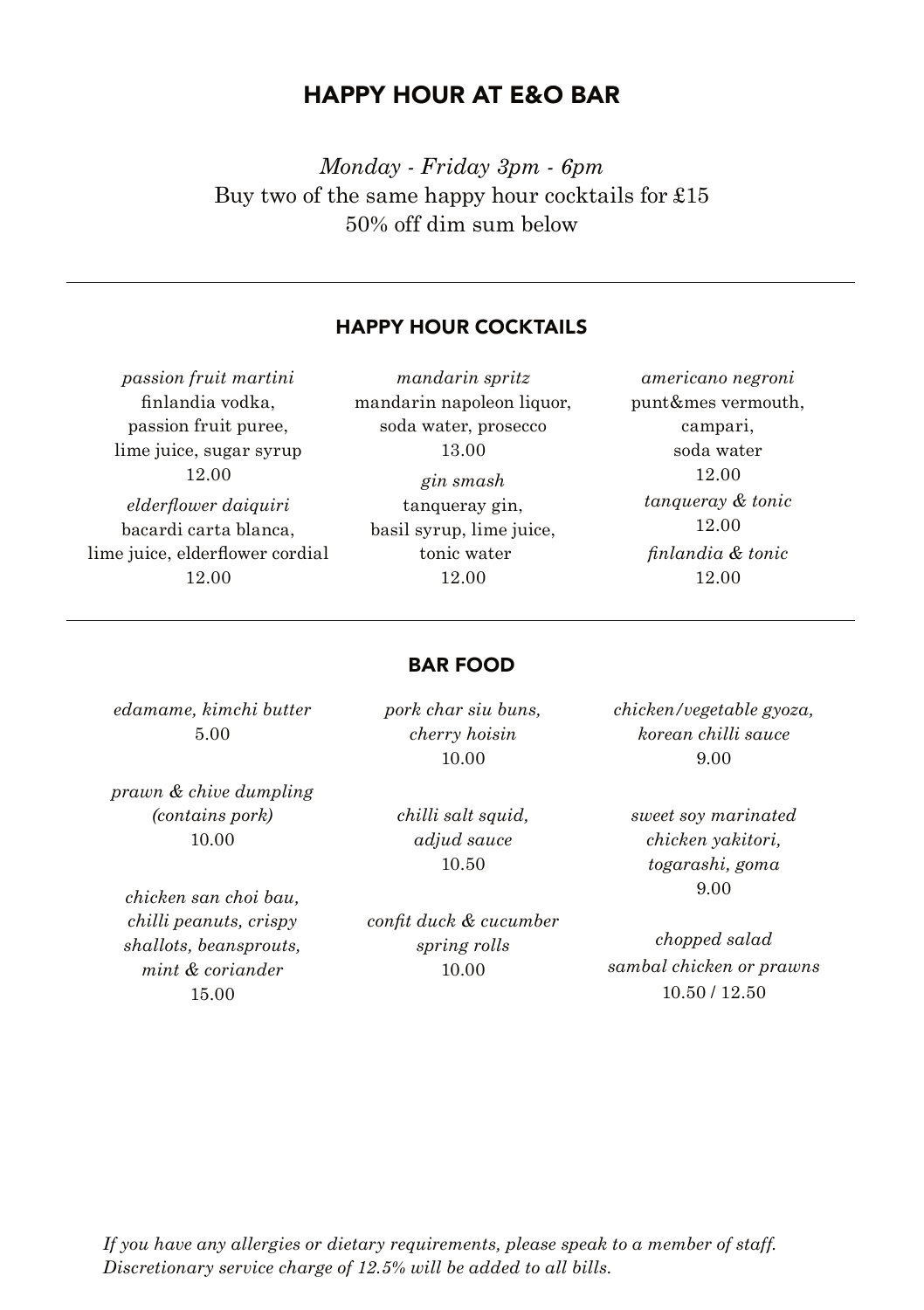# HAPPY HOUR AT E&O BAR

*Monday - Friday 3pm - 6pm*
Buy two of the same happy hour cocktails for £15
50% off dim sum below

---

## HAPPY HOUR COCKTAILS

*passion fruit martini*
finlandia vodka,
passion fruit puree,
lime juice, sugar syrup
12.00

*elderflower daiquiri*
bacardi carta blanca,
lime juice, elderflower cordial
12.00

*mandarin spritz*
mandarin napoleon liquor,
soda water, prosecco
13.00

*gin smash*
tanqueray gin,
basil syrup, lime juice,
tonic water
12.00

*americano negroni*
punt&mes vermouth,
campari,
soda water
12.00

*tanqueray & tonic*
12.00

*finlandia & tonic*
12.00

---

## BAR FOOD

*edamame, kimchi butter*
5.00

*prawn & chive dumpling*
*(contains pork)*
10.00

*chicken san choi bau,*
*chilli peanuts, crispy*
*shallots, beansprouts,*
*mint & coriander*
15.00

*pork char siu buns,*
*cherry hoisin*
10.00

*chilli salt squid,*
*adjud sauce*
10.50

*confit duck & cucumber*
*spring rolls*
10.00

*chicken/vegetable gyoza,*
*korean chilli sauce*
9.00

*sweet soy marinated*
*chicken yakitori,*
*togarashi, goma*
9.00

*chopped salad*
*sambal chicken or prawns*
10.50 / 12.50

*If you have any allergies or dietary requirements, please speak to a member of staff.*
*Discretionary service charge of 12.5% will be added to all bills.*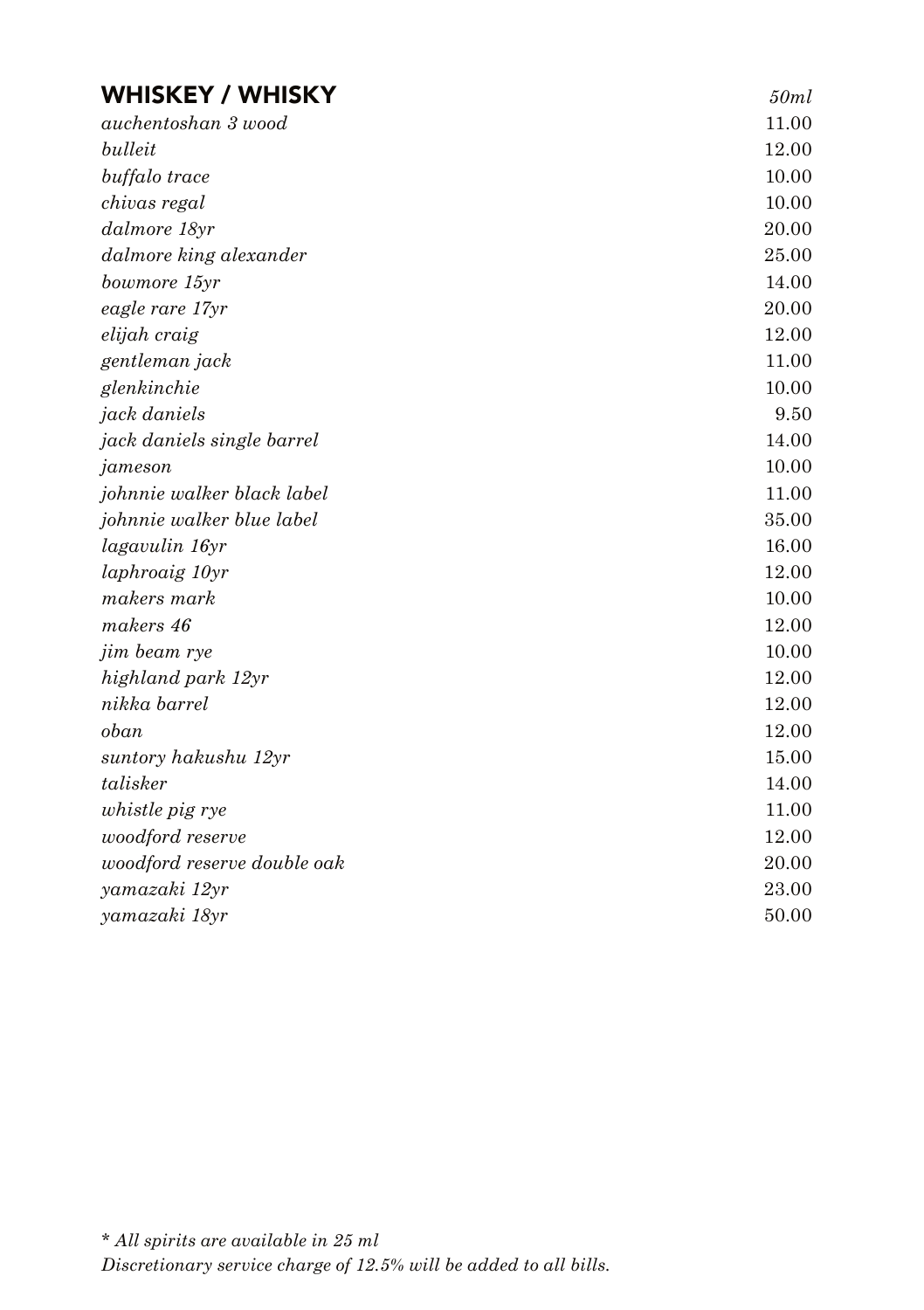## WHISKEY / WHISKY

| | *50ml* |
|---|---|
| *auchentoshan 3 wood* | 11.00 |
| *bulleit* | 12.00 |
| *buffalo trace* | 10.00 |
| *chivas regal* | 10.00 |
| *dalmore 18yr* | 20.00 |
| *dalmore king alexander* | 25.00 |
| *bowmore 15yr* | 14.00 |
| *eagle rare 17yr* | 20.00 |
| *elijah craig* | 12.00 |
| *gentleman jack* | 11.00 |
| *glenkinchie* | 10.00 |
| *jack daniels* | 9.50 |
| *jack daniels single barrel* | 14.00 |
| *jameson* | 10.00 |
| *johnnie walker black label* | 11.00 |
| *johnnie walker blue label* | 35.00 |
| *lagavulin 16yr* | 16.00 |
| *laphroaig 10yr* | 12.00 |
| *makers mark* | 10.00 |
| *makers 46* | 12.00 |
| *jim beam rye* | 10.00 |
| *highland park 12yr* | 12.00 |
| *nikka barrel* | 12.00 |
| *oban* | 12.00 |
| *suntory hakushu 12yr* | 15.00 |
| *talisker* | 14.00 |
| *whistle pig rye* | 11.00 |
| *woodford reserve* | 12.00 |
| *woodford reserve double oak* | 20.00 |
| *yamazaki 12yr* | 23.00 |
| *yamazaki 18yr* | 50.00 |

*\* All spirits are available in 25 ml*
*Discretionary service charge of 12.5% will be added to all bills.*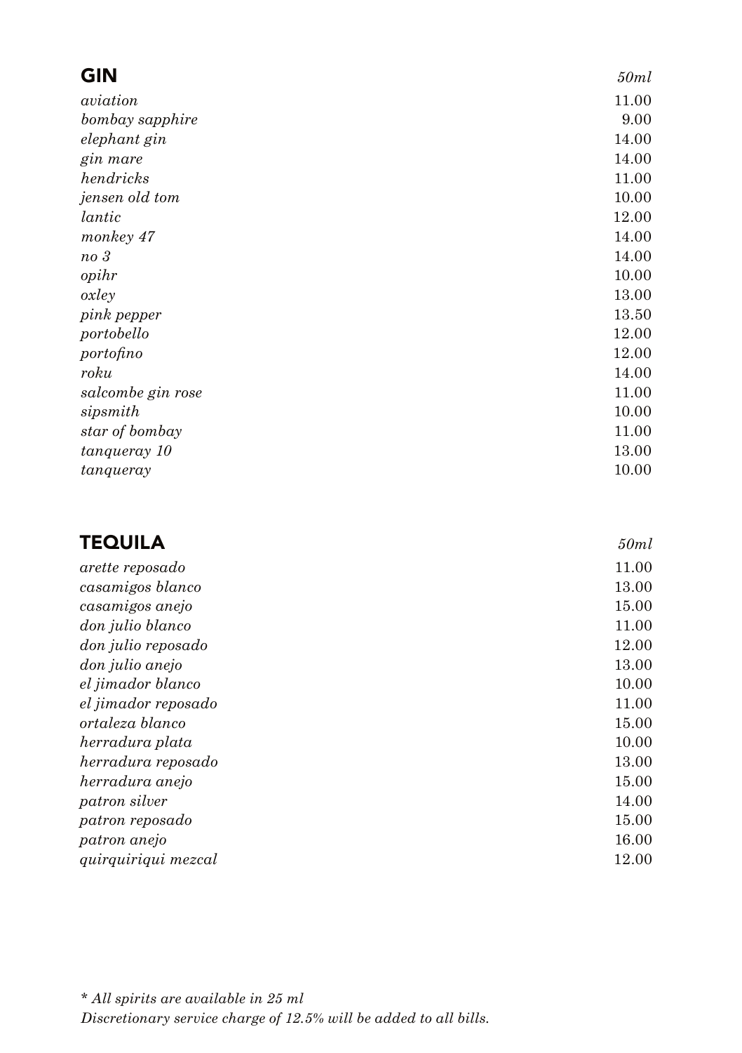## GIN

| | *50ml* |
|---|---|
| *aviation* | 11.00 |
| *bombay sapphire* | 9.00 |
| *elephant gin* | 14.00 |
| *gin mare* | 14.00 |
| *hendricks* | 11.00 |
| *jensen old tom* | 10.00 |
| *lantic* | 12.00 |
| *monkey 47* | 14.00 |
| *no 3* | 14.00 |
| *opihr* | 10.00 |
| *oxley* | 13.00 |
| *pink pepper* | 13.50 |
| *portobello* | 12.00 |
| *portofino* | 12.00 |
| *roku* | 14.00 |
| *salcombe gin rose* | 11.00 |
| *sipsmith* | 10.00 |
| *star of bombay* | 11.00 |
| *tanqueray 10* | 13.00 |
| *tanqueray* | 10.00 |

## TEQUILA

| | *50ml* |
|---|---|
| *arette reposado* | 11.00 |
| *casamigos blanco* | 13.00 |
| *casamigos anejo* | 15.00 |
| *don julio blanco* | 11.00 |
| *don julio reposado* | 12.00 |
| *don julio anejo* | 13.00 |
| *el jimador blanco* | 10.00 |
| *el jimador reposado* | 11.00 |
| *ortaleza blanco* | 15.00 |
| *herradura plata* | 10.00 |
| *herradura reposado* | 13.00 |
| *herradura anejo* | 15.00 |
| *patron silver* | 14.00 |
| *patron reposado* | 15.00 |
| *patron anejo* | 16.00 |
| *quirquiriqui mezcal* | 12.00 |

*\* All spirits are available in 25 ml*
*Discretionary service charge of 12.5% will be added to all bills.*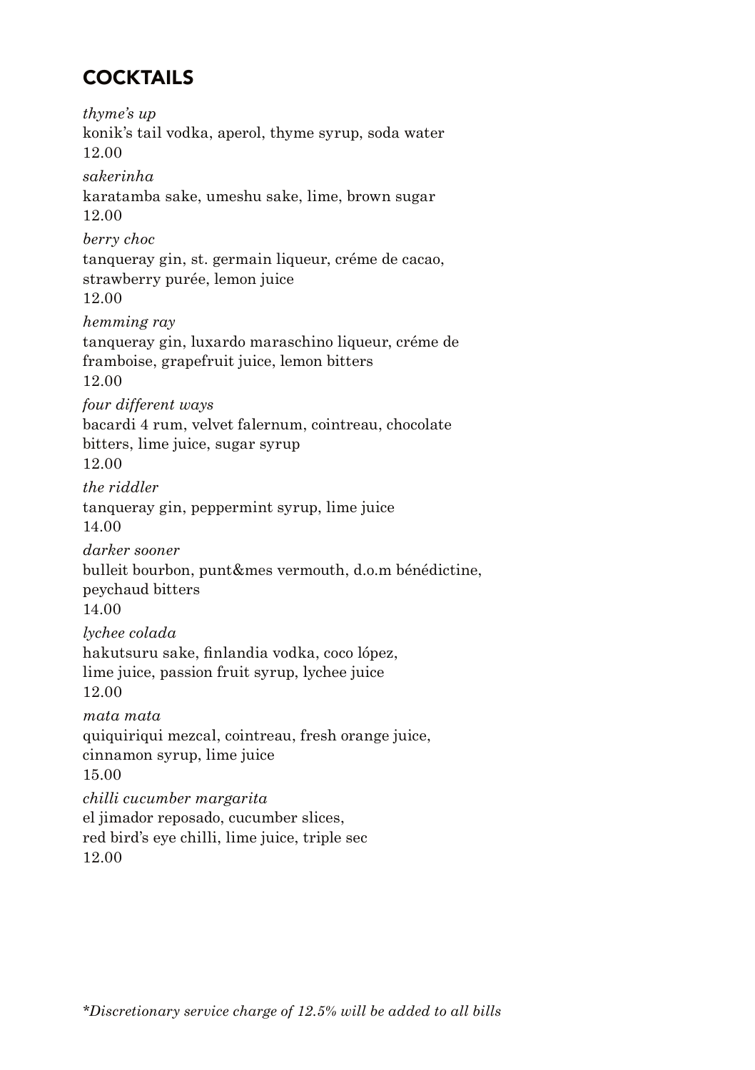# COCKTAILS

*thyme's up*
konik's tail vodka, aperol, thyme syrup, soda water
12.00

*sakerinha*
karatamba sake, umeshu sake, lime, brown sugar
12.00

*berry choc*
tanqueray gin, st. germain liqueur, créme de cacao, strawberry purée, lemon juice
12.00

*hemming ray*
tanqueray gin, luxardo maraschino liqueur, créme de framboise, grapefruit juice, lemon bitters
12.00

*four different ways*
bacardi 4 rum, velvet falernum, cointreau, chocolate bitters, lime juice, sugar syrup
12.00

*the riddler*
tanqueray gin, peppermint syrup, lime juice
14.00

*darker sooner*
bulleit bourbon, punt&mes vermouth, d.o.m bénédictine, peychaud bitters
14.00

*lychee colada*
hakutsuru sake, finlandia vodka, coco lópez, lime juice, passion fruit syrup, lychee juice
12.00

*mata mata*
quiquiriqui mezcal, cointreau, fresh orange juice, cinnamon syrup, lime juice
15.00

*chilli cucumber margarita*
el jimador reposado, cucumber slices, red bird's eye chilli, lime juice, triple sec
12.00

**Discretionary service charge of 12.5% will be added to all bills*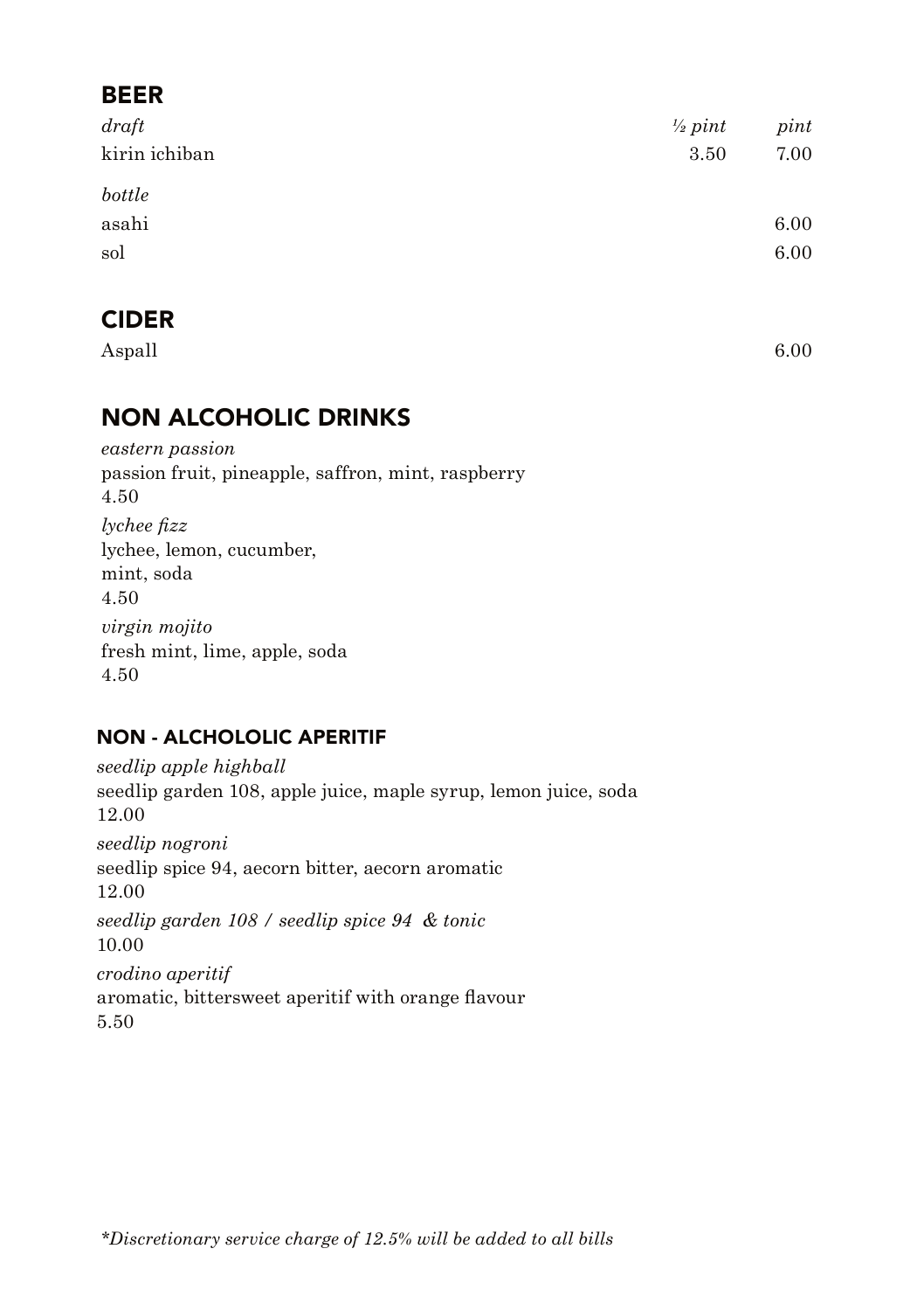## BEER

| *draft* | *½ pint* | *pint* |
|---|---|---|
| kirin ichiban | 3.50 | 7.00 |
| *bottle* | | |
| asahi | | 6.00 |
| sol | | 6.00 |

## CIDER

| | |
|---|---|
| Aspall | 6.00 |

## NON ALCOHOLIC DRINKS

*eastern passion*
passion fruit, pineapple, saffron, mint, raspberry
4.50

*lychee fizz*
lychee, lemon, cucumber,
mint, soda
4.50

*virgin mojito*
fresh mint, lime, apple, soda
4.50

### NON - ALCHOLOLIC APERITIF

*seedlip apple highball*
seedlip garden 108, apple juice, maple syrup, lemon juice, soda
12.00

*seedlip nogroni*
seedlip spice 94, aecorn bitter, aecorn aromatic
12.00

*seedlip garden 108 / seedlip spice 94 & tonic*
10.00

*crodino aperitif*
aromatic, bittersweet aperitif with orange flavour
5.50

*\*Discretionary service charge of 12.5% will be added to all bills*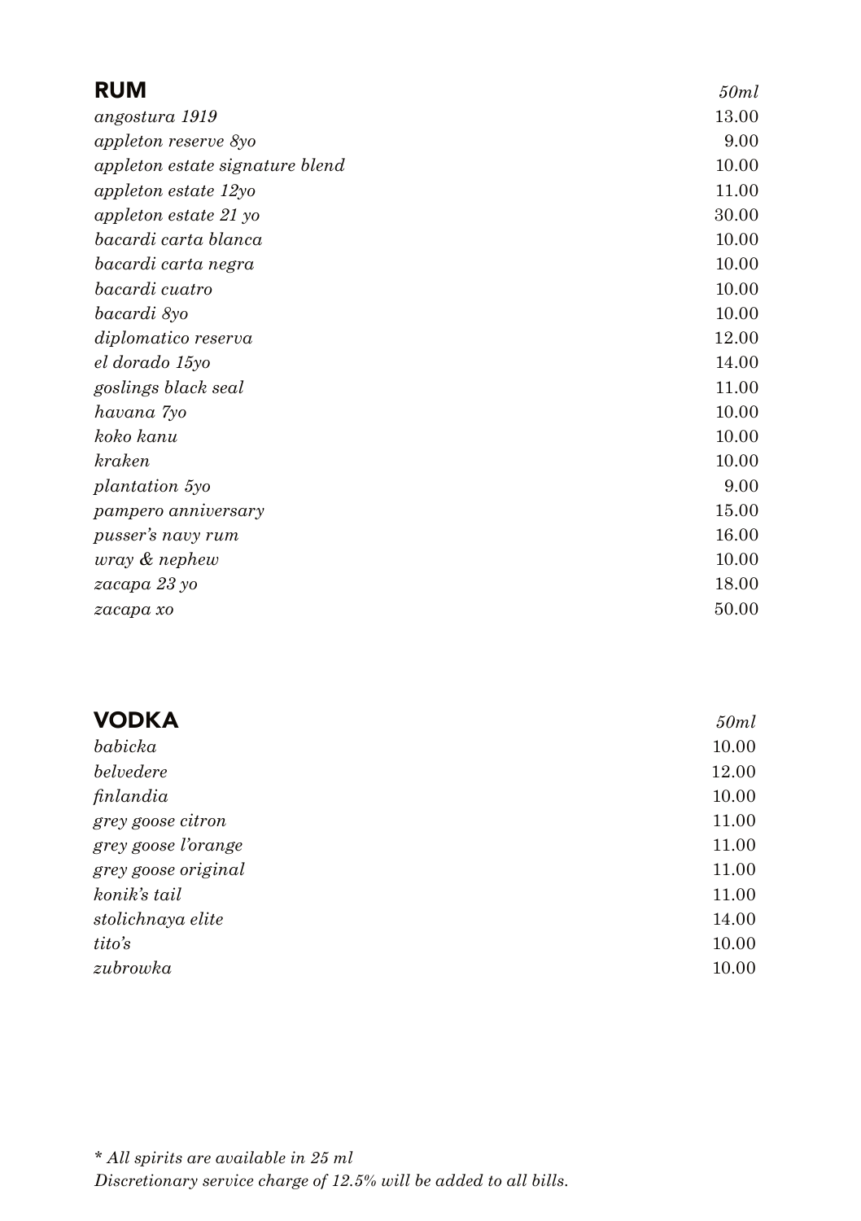## RUM

| | *50ml* |
|---|---|
| *angostura 1919* | 13.00 |
| *appleton reserve 8yo* | 9.00 |
| *appleton estate signature blend* | 10.00 |
| *appleton estate 12yo* | 11.00 |
| *appleton estate 21 yo* | 30.00 |
| *bacardi carta blanca* | 10.00 |
| *bacardi carta negra* | 10.00 |
| *bacardi cuatro* | 10.00 |
| *bacardi 8yo* | 10.00 |
| *diplomatico reserva* | 12.00 |
| *el dorado 15yo* | 14.00 |
| *goslings black seal* | 11.00 |
| *havana 7yo* | 10.00 |
| *koko kanu* | 10.00 |
| *kraken* | 10.00 |
| *plantation 5yo* | 9.00 |
| *pampero anniversary* | 15.00 |
| *pusser's navy rum* | 16.00 |
| *wray & nephew* | 10.00 |
| *zacapa 23 yo* | 18.00 |
| *zacapa xo* | 50.00 |

## VODKA

| | *50ml* |
|---|---|
| *babicka* | 10.00 |
| *belvedere* | 12.00 |
| *finlandia* | 10.00 |
| *grey goose citron* | 11.00 |
| *grey goose l'orange* | 11.00 |
| *grey goose original* | 11.00 |
| *konik's tail* | 11.00 |
| *stolichnaya elite* | 14.00 |
| *tito's* | 10.00 |
| *zubrowka* | 10.00 |

*\* All spirits are available in 25 ml*
*Discretionary service charge of 12.5% will be added to all bills.*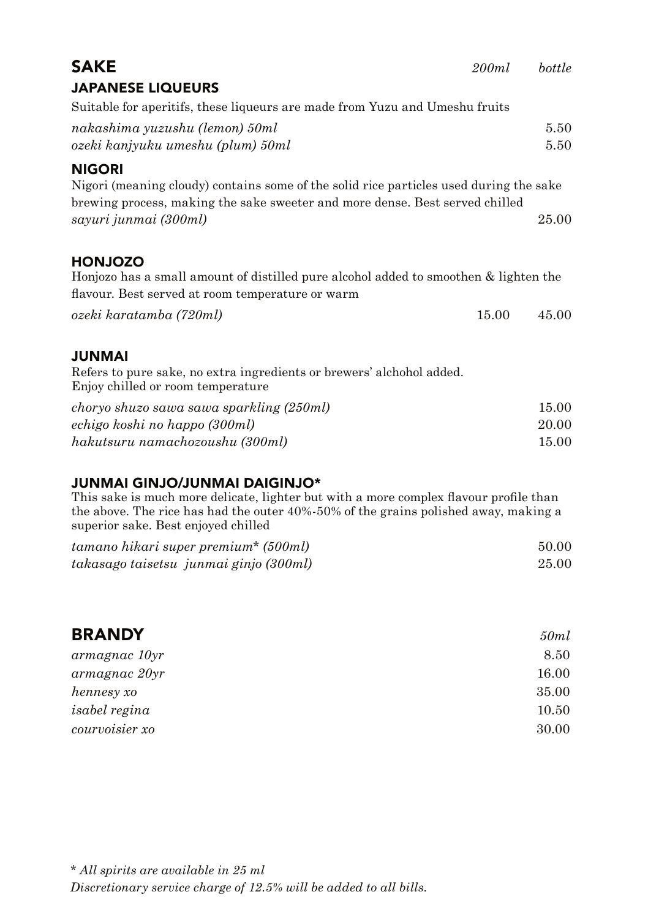# SAKE

| | 200ml | bottle |
|---|---|---|

## JAPANESE LIQUEURS

Suitable for aperitifs, these liqueurs are made from Yuzu and Umeshu fruits

| | 200ml | bottle |
|---|---|---|
| *nakashima yuzushu (lemon) 50ml* | | 5.50 |
| *ozeki kanjyuku umeshu (plum) 50ml* | | 5.50 |

## NIGORI

Nigori (meaning cloudy) contains some of the solid rice particles used during the sake brewing process, making the sake sweeter and more dense. Best served chilled

| | 200ml | bottle |
|---|---|---|
| *sayuri junmai (300ml)* | | 25.00 |

## HONJOZO

Honjozo has a small amount of distilled pure alcohol added to smoothen & lighten the flavour. Best served at room temperature or warm

| | 200ml | bottle |
|---|---|---|
| *ozeki karatamba (720ml)* | 15.00 | 45.00 |

## JUNMAI

Refers to pure sake, no extra ingredients or brewers' alchohol added.
Enjoy chilled or room temperature

| | 200ml | bottle |
|---|---|---|
| *choryo shuzo sawa sawa sparkling (250ml)* | | 15.00 |
| *echigo koshi no happo (300ml)* | | 20.00 |
| *hakutsuru namachozoushu (300ml)* | | 15.00 |

## JUNMAI GINJO/JUNMAI DAIGINJO*

This sake is much more delicate, lighter but with a more complex flavour profile than the above. The rice has had the outer 40%-50% of the grains polished away, making a superior sake. Best enjoyed chilled

| | 200ml | bottle |
|---|---|---|
| *tamano hikari super premium* (500ml)* | | 50.00 |
| *takasago taisetsu junmai ginjo (300ml)* | | 25.00 |

# BRANDY

| | 50ml |
|---|---|
| *armagnac 10yr* | 8.50 |
| *armagnac 20yr* | 16.00 |
| *hennesy xo* | 35.00 |
| *isabel regina* | 10.50 |
| *courvoisier xo* | 30.00 |

*\* All spirits are available in 25 ml*
*Discretionary service charge of 12.5% will be added to all bills.*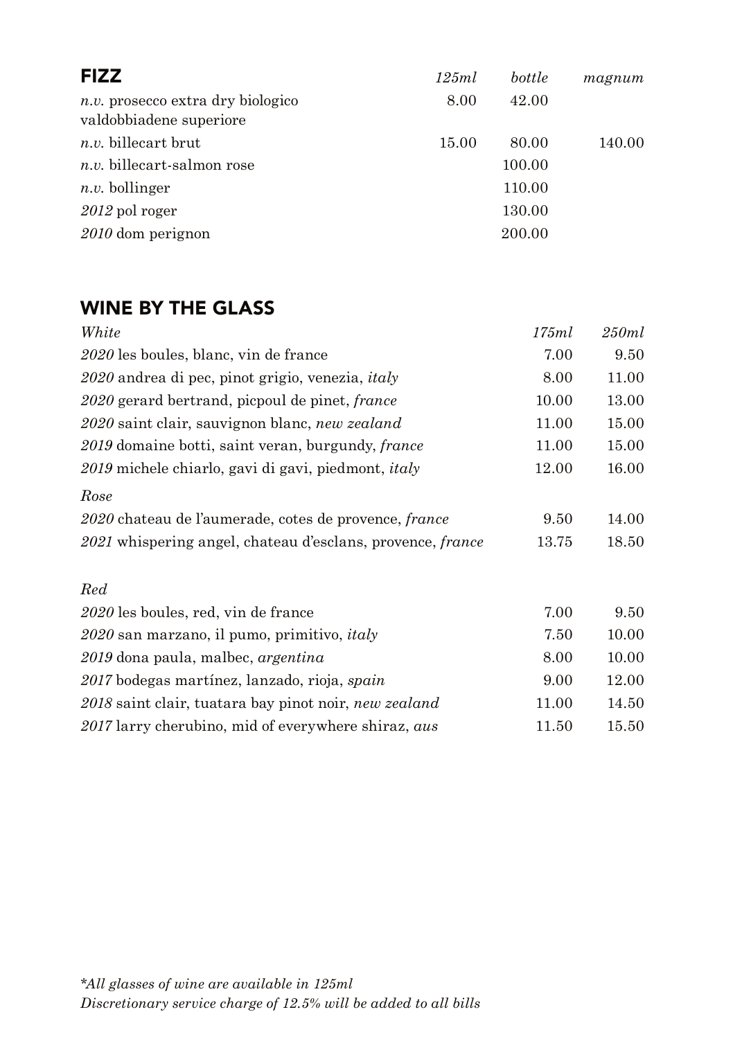## FIZZ

| | *125ml* | *bottle* | *magnum* |
|---|---|---|---|
| *n.v.* prosecco extra dry biologico valdobbiadene superiore | 8.00 | 42.00 | |
| *n.v.* billecart brut | 15.00 | 80.00 | 140.00 |
| *n.v.* billecart-salmon rose | | 100.00 | |
| *n.v.* bollinger | | 110.00 | |
| *2012* pol roger | | 130.00 | |
| *2010* dom perignon | | 200.00 | |

## WINE BY THE GLASS

| *White* | *175ml* | *250ml* |
|---|---|---|
| *2020* les boules, blanc, vin de france | 7.00 | 9.50 |
| *2020* andrea di pec, pinot grigio, venezia, *italy* | 8.00 | 11.00 |
| *2020* gerard bertrand, picpoul de pinet, *france* | 10.00 | 13.00 |
| *2020* saint clair, sauvignon blanc, *new zealand* | 11.00 | 15.00 |
| *2019* domaine botti, saint veran, burgundy, *france* | 11.00 | 15.00 |
| *2019* michele chiarlo, gavi di gavi, piedmont, *italy* | 12.00 | 16.00 |
| *Rose* | | |
| *2020* chateau de l'aumerade, cotes de provence, *france* | 9.50 | 14.00 |
| *2021* whispering angel, chateau d'esclans, provence, *france* | 13.75 | 18.50 |
| *Red* | | |
| *2020* les boules, red, vin de france | 7.00 | 9.50 |
| *2020* san marzano, il pumo, primitivo, *italy* | 7.50 | 10.00 |
| *2019* dona paula, malbec, *argentina* | 8.00 | 10.00 |
| *2017* bodegas martínez, lanzado, rioja, *spain* | 9.00 | 12.00 |
| *2018* saint clair, tuatara bay pinot noir, *new zealand* | 11.00 | 14.50 |
| *2017* larry cherubino, mid of everywhere shiraz, *aus* | 11.50 | 15.50 |

*\*All glasses of wine are available in 125ml*
*Discretionary service charge of 12.5% will be added to all bills*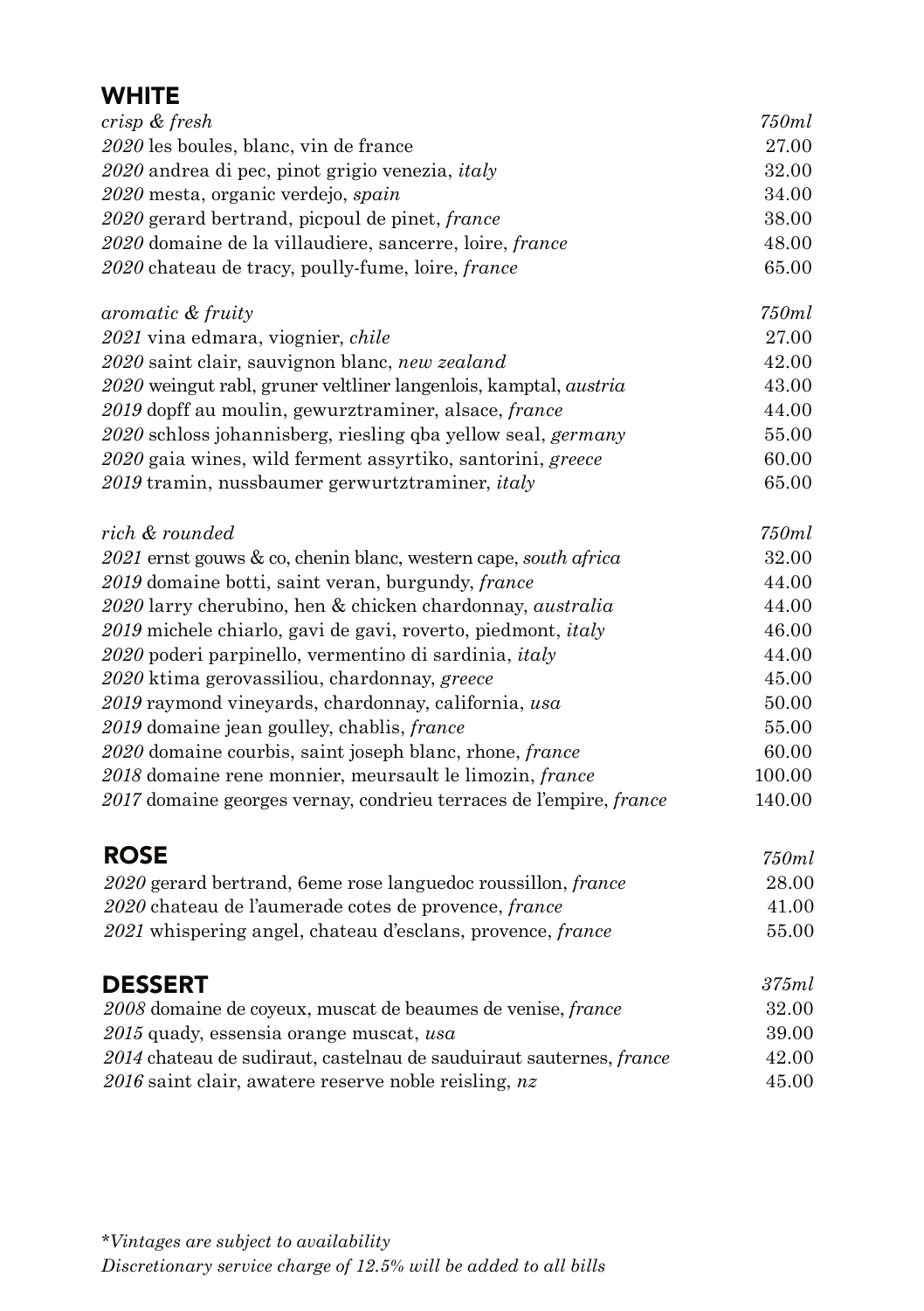## WHITE

| *crisp & fresh* | *750ml* |
|---|---|
| *2020* les boules, blanc, vin de france | 27.00 |
| *2020* andrea di pec, pinot grigio venezia, *italy* | 32.00 |
| *2020* mesta, organic verdejo, *spain* | 34.00 |
| *2020* gerard bertrand, picpoul de pinet, *france* | 38.00 |
| *2020* domaine de la villaudiere, sancerre, loire, *france* | 48.00 |
| *2020* chateau de tracy, poully-fume, loire, *france* | 65.00 |

| *aromatic & fruity* | *750ml* |
|---|---|
| *2021* vina edmara, viognier, *chile* | 27.00 |
| *2020* saint clair, sauvignon blanc, *new zealand* | 42.00 |
| *2020* weingut rabl, gruner veltliner langenlois, kamptal, *austria* | 43.00 |
| *2019* dopff au moulin, gewurztraminer, alsace, *france* | 44.00 |
| *2020* schloss johannisberg, riesling qba yellow seal, *germany* | 55.00 |
| *2020* gaia wines, wild ferment assyrtiko, santorini, *greece* | 60.00 |
| *2019* tramin, nussbaumer gerwurtztraminer, *italy* | 65.00 |

| *rich & rounded* | *750ml* |
|---|---|
| *2021* ernst gouws & co, chenin blanc, western cape, *south africa* | 32.00 |
| *2019* domaine botti, saint veran, burgundy, *france* | 44.00 |
| *2020* larry cherubino, hen & chicken chardonnay, *australia* | 44.00 |
| *2019* michele chiarlo, gavi de gavi, roverto, piedmont, *italy* | 46.00 |
| *2020* poderi parpinello, vermentino di sardinia, *italy* | 44.00 |
| *2020* ktima gerovassiliou, chardonnay, *greece* | 45.00 |
| *2019* raymond vineyards, chardonnay, california, *usa* | 50.00 |
| *2019* domaine jean goulley, chablis, *france* | 55.00 |
| *2020* domaine courbis, saint joseph blanc, rhone, *france* | 60.00 |
| *2018* domaine rene monnier, meursault le limozin, *france* | 100.00 |
| *2017* domaine georges vernay, condrieu terraces de l'empire, *france* | 140.00 |

## ROSE

| | *750ml* |
|---|---|
| *2020* gerard bertrand, 6eme rose languedoc roussillon, *france* | 28.00 |
| *2020* chateau de l'aumerade cotes de provence, *france* | 41.00 |
| *2021* whispering angel, chateau d'esclans, provence, *france* | 55.00 |

## DESSERT

| | *375ml* |
|---|---|
| *2008* domaine de coyeux, muscat de beaumes de venise, *france* | 32.00 |
| *2015* quady, essensia orange muscat, *usa* | 39.00 |
| *2014* chateau de sudiraut, castelnau de sauduiraut sauternes, *france* | 42.00 |
| *2016* saint clair, awatere reserve noble reisling, *nz* | 45.00 |

*\*Vintages are subject to availability*
*Discretionary service charge of 12.5% will be added to all bills*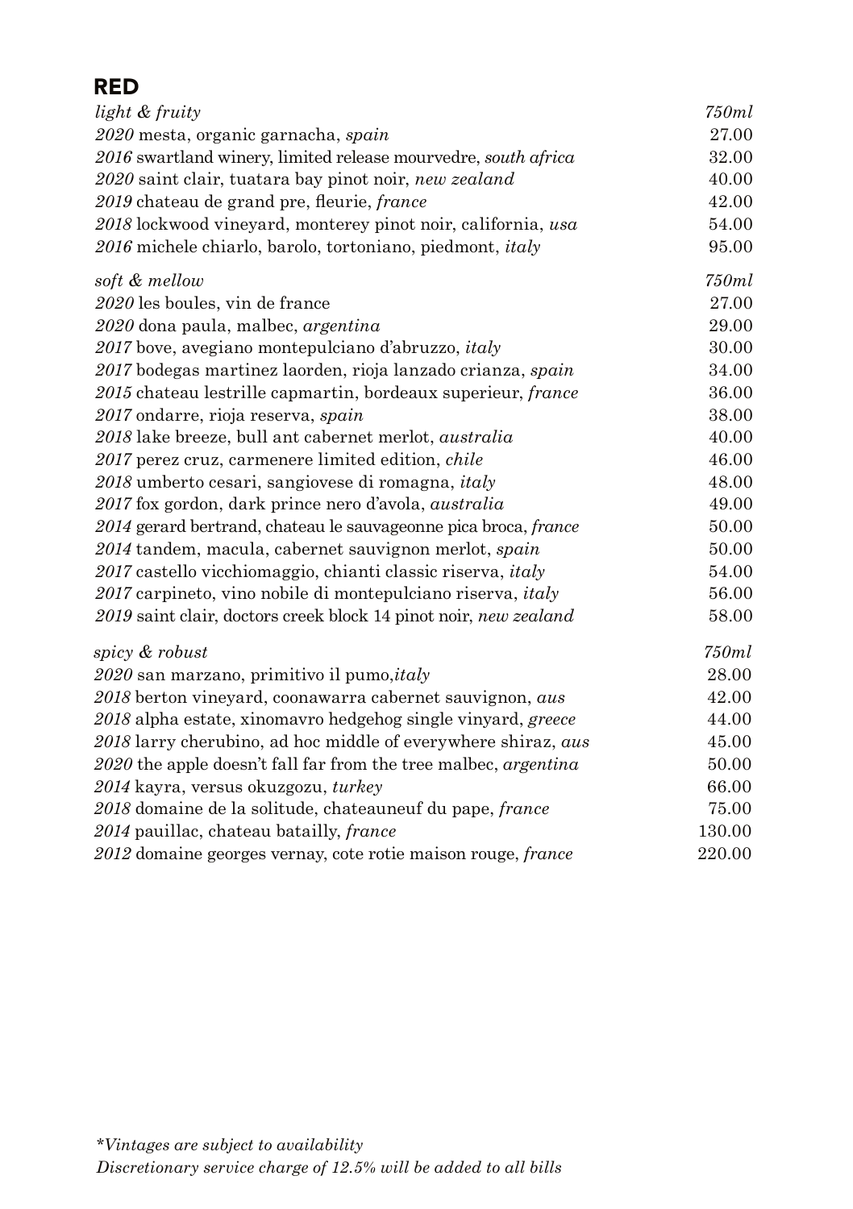# RED

| *light & fruity* | *750ml* |
|---|---|
| *2020* mesta, organic garnacha, *spain* | 27.00 |
| *2016* swartland winery, limited release mourvedre, *south africa* | 32.00 |
| *2020* saint clair, tuatara bay pinot noir, *new zealand* | 40.00 |
| *2019* chateau de grand pre, fleurie, *france* | 42.00 |
| *2018* lockwood vineyard, monterey pinot noir, california, *usa* | 54.00 |
| *2016* michele chiarlo, barolo, tortoniano, piedmont, *italy* | 95.00 |

| *soft & mellow* | *750ml* |
|---|---|
| *2020* les boules, vin de france | 27.00 |
| *2020* dona paula, malbec, *argentina* | 29.00 |
| *2017* bove, avegiano montepulciano d'abruzzo, *italy* | 30.00 |
| *2017* bodegas martinez laorden, rioja lanzado crianza, *spain* | 34.00 |
| *2015* chateau lestrille capmartin, bordeaux superieur, *france* | 36.00 |
| *2017* ondarre, rioja reserva, *spain* | 38.00 |
| *2018* lake breeze, bull ant cabernet merlot, *australia* | 40.00 |
| *2017* perez cruz, carmenere limited edition, *chile* | 46.00 |
| *2018* umberto cesari, sangiovese di romagna, *italy* | 48.00 |
| *2017* fox gordon, dark prince nero d'avola, *australia* | 49.00 |
| *2014* gerard bertrand, chateau le sauvageonne pica broca, *france* | 50.00 |
| *2014* tandem, macula, cabernet sauvignon merlot, *spain* | 50.00 |
| *2017* castello vicchiomaggio, chianti classic riserva, *italy* | 54.00 |
| *2017* carpineto, vino nobile di montepulciano riserva, *italy* | 56.00 |
| *2019* saint clair, doctors creek block 14 pinot noir, *new zealand* | 58.00 |

| *spicy & robust* | *750ml* |
|---|---|
| *2020* san marzano, primitivo il pumo,*italy* | 28.00 |
| *2018* berton vineyard, coonawarra cabernet sauvignon, *aus* | 42.00 |
| *2018* alpha estate, xinomavro hedgehog single vinyard, *greece* | 44.00 |
| *2018* larry cherubino, ad hoc middle of everywhere shiraz, *aus* | 45.00 |
| *2020* the apple doesn't fall far from the tree malbec, *argentina* | 50.00 |
| *2014* kayra, versus okuzgozu, *turkey* | 66.00 |
| *2018* domaine de la solitude, chateauneuf du pape, *france* | 75.00 |
| *2014* pauillac, chateau batailly, *france* | 130.00 |
| *2012* domaine georges vernay, cote rotie maison rouge, *france* | 220.00 |

*\*Vintages are subject to availability*
*Discretionary service charge of 12.5% will be added to all bills*